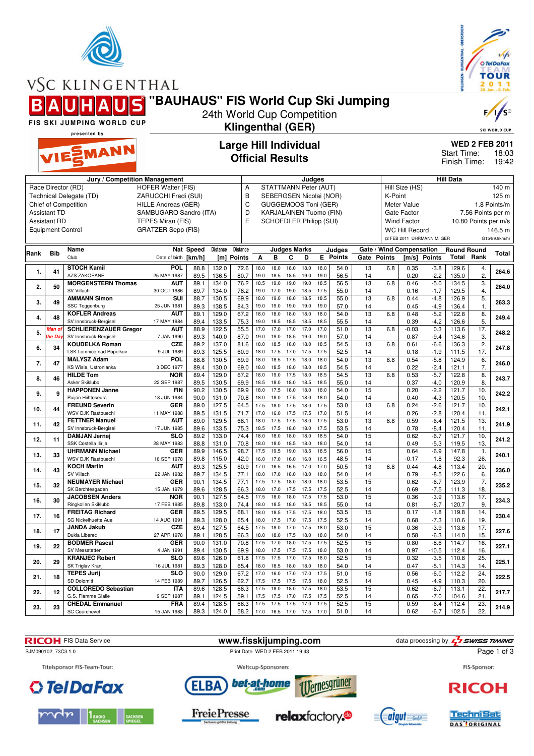# "BAUHAUS" FIS World Cup Ski Jumping

24th World Cup Competition

**Klingenthal (GER)**

## Large Hill Individual
## Official Results

**WED 2 FEB 2011**
Start Time: 18:03
Finish Time: 19:42

| Jury / Competition Management | | Judges | | Hill Data | |
|---|---|---|---|---|---|
| Race Director (RD) | HOFER Walter (FIS) | A | STATTMANN Peter (AUT) | Hill Size (HS) | 140 m |
| Technical Delegate (TD) | ZARUCCHI Fredi (SUI) | B | SEBERGSEN Nicolai (NOR) | K-Point | 125 m |
| Chief of Competition | HILLE Andreas (GER) | C | GUGGEMOOS Toni (GER) | Meter Value | 1.8 Points/m |
| Assistant TD | SAMBUGARO Sandro (ITA) | D | KARJALAINEN Tuomo (FIN) | Gate Factor | 7.56 Points per m |
| Assistant RD | TEPES Miran (FIS) | E | SCHOEDLER Philipp (SUI) | Wind Factor | 10.80 Points per m/s |
| Equipment Control | GRATZER Sepp (FIS) | | | WC Hill Record | 146.5 m |
| | | | | (2 FEB 2011 UHRMANN M. GER | G15/89.9km/h) |

| Rank | Bib | Name / Club | Nat / Date of birth | Speed [km/h] | Distance [m] | Distance Points | A | B | C | D | E | Judges Points | Gate | Gate Points | Wind [m/s] | Wind Points | Round Total | Round Rank | Total |
|---|---|---|---|---|---|---|---|---|---|---|---|---|---|---|---|---|---|---|---|
| 1. | 41 | STOCH Kamil | POL | 88.8 | 132.0 | 72.6 | 18.0 | 18.0 | 18.0 | 18.0 | 18.0 | 54.0 | 13 | 6.8 | 0.35 | -3.8 | 129.6 | 4. | 264.6 |
| | | AZS ZAKOPANE | 25 MAY 1987 | 89.5 | 136.5 | 80.7 | 19.0 | 18.5 | 18.5 | 19.0 | 19.0 | 56.5 | 14 | | 0.20 | -2.2 | 135.0 | 2. | |
| 2. | 50 | MORGENSTERN Thomas | AUT | 89.1 | 134.0 | 76.2 | 18.5 | 19.0 | 19.0 | 19.0 | 18.5 | 56.5 | 13 | 6.8 | 0.46 | -5.0 | 134.5 | 3. | 264.0 |
| | | SV Villach | 30 OCT 1986 | 89.7 | 134.0 | 76.2 | 19.0 | 17.0 | 19.0 | 18.5 | 17.5 | 55.0 | 14 | | 0.16 | -1.7 | 129.5 | 4. | |
| 3. | 49 | AMMANN Simon | SUI | 88.7 | 130.5 | 69.9 | 18.0 | 19.0 | 18.0 | 18.5 | 18.5 | 55.0 | 13 | 6.8 | 0.44 | -4.8 | 126.9 | 5. | 263.3 |
| | | SSC Toggenburg | 25 JUN 1981 | 89.3 | 138.5 | 84.3 | 19.0 | 19.0 | 19.0 | 19.0 | 19.0 | 57.0 | 14 | | 0.45 | -4.9 | 136.4 | 1. | |
| 4. | 48 | KOFLER Andreas | AUT | 89.1 | 129.0 | 67.2 | 18.0 | 18.0 | 18.0 | 18.0 | 18.0 | 54.0 | 13 | 6.8 | 0.48 | -5.2 | 122.8 | 8. | 249.4 |
| | | SV Innsbruck-Bergisel | 17 MAY 1984 | 89.4 | 133.5 | 75.3 | 19.0 | 18.5 | 18.5 | 18.5 | 18.5 | 55.5 | 14 | | 0.39 | -4.2 | 126.6 | 5. | |
| 5. *Man of the Day* | 45 | SCHLIERENZAUER Gregor | AUT | 88.9 | 122.5 | 55.5 | 17.0 | 17.0 | 17.0 | 17.0 | 17.0 | 51.0 | 13 | 6.8 | -0.03 | 0.3 | 113.6 | 17. | 248.2 |
| | | SV Innsbruck-Bergisel | 7 JAN 1990 | 89.3 | 140.0 | 87.0 | 19.0 | 19.0 | 18.5 | 19.0 | 19.0 | 57.0 | 14 | | 0.87 | -9.4 | 134.6 | 3. | |
| 6. | 34 | KOUDELKA Roman | CZE | 89.2 | 137.0 | 81.6 | 18.0 | 18.5 | 18.0 | 18.0 | 18.5 | 54.5 | 13 | 6.8 | 0.61 | -6.6 | 136.3 | 2. | 247.8 |
| | | LSK Lomnice nad Popelkov | 9 JUL 1989 | 89.3 | 125.5 | 60.9 | 18.0 | 17.5 | 17.0 | 17.5 | 17.5 | 52.5 | 14 | | 0.18 | -1.9 | 111.5 | 17. | |
| 7. | 47 | MALYSZ Adam | POL | 88.8 | 130.5 | 69.9 | 18.0 | 18.5 | 17.5 | 18.0 | 18.0 | 54.0 | 13 | 6.8 | 0.54 | -5.8 | 124.9 | 6. | 246.0 |
| | | KS Wisla, Ustronianka | 3 DEC 1977 | 89.4 | 130.0 | 69.0 | 18.0 | 18.5 | 18.0 | 18.0 | 18.5 | 54.5 | 14 | | 0.22 | -2.4 | 121.1 | 7. | |
| 8. | 46 | HILDE Tom | NOR | 89.4 | 129.0 | 67.2 | 18.0 | 19.0 | 17.5 | 18.0 | 18.5 | 54.5 | 13 | 6.8 | 0.53 | -5.7 | 122.8 | 8. | 243.7 |
| | | Asker Skiklubb | 22 SEP 1987 | 89.5 | 130.5 | 69.9 | 18.5 | 18.0 | 18.0 | 18.5 | 18.5 | 55.0 | 14 | | 0.37 | -4.0 | 120.9 | 8. | |
| 9. | 9 | HAPPONEN Janne | FIN | 90.2 | 130.5 | 69.9 | 18.0 | 17.5 | 18.0 | 18.0 | 18.0 | 54.0 | 15 | | 0.20 | -2.2 | 121.7 | 10. | 242.2 |
| | | Puijon Hiihtoseura | 18 JUN 1984 | 90.0 | 131.0 | 70.8 | 18.0 | 18.0 | 17.5 | 18.0 | 18.0 | 54.0 | 14 | | 0.40 | -4.3 | 120.5 | 10. | |
| 10. | 44 | FREUND Severin | GER | 89.0 | 127.5 | 64.5 | 17.5 | 18.0 | 17.5 | 18.0 | 17.5 | 53.0 | 13 | 6.8 | 0.24 | -2.6 | 121.7 | 10. | 242.1 |
| | | WSV DJK Rastbuechl | 11 MAY 1988 | 89.5 | 131.5 | 71.7 | 17.0 | 16.0 | 17.5 | 17.5 | 17.0 | 51.5 | 14 | | 0.26 | -2.8 | 120.4 | 11. | |
| 11. | 42 | FETTNER Manuel | AUT | 89.0 | 129.5 | 68.1 | 18.0 | 17.5 | 17.5 | 18.0 | 17.5 | 53.0 | 13 | 6.8 | 0.59 | -6.4 | 121.5 | 13. | 241.9 |
| | | SV Innsbruck-Bergisel | 17 JUN 1985 | 89.6 | 133.5 | 75.3 | 18.5 | 17.5 | 18.0 | 18.0 | 17.5 | 53.5 | 14 | | 0.78 | -8.4 | 120.4 | 11. | |
| 12. | 11 | DAMJAN Jernej | SLO | 89.2 | 133.0 | 74.4 | 18.0 | 18.0 | 18.0 | 18.0 | 18.5 | 54.0 | 15 | | 0.62 | -6.7 | 121.7 | 10. | 241.2 |
| | | SSK Costella Ilirija | 28 MAY 1983 | 88.8 | 131.0 | 70.8 | 18.0 | 18.0 | 18.5 | 18.0 | 18.0 | 54.0 | 14 | | 0.49 | -5.3 | 119.5 | 13. | |
| 13. | 33 | UHRMANN Michael | GER | 89.9 | 146.5 | 98.7 | 17.5 | 19.5 | 19.0 | 18.5 | 18.5 | 56.0 | 15 | | 0.64 | -6.9 | 147.8 | 1. | 240.1 |
| | | WSV DJK Rastbuechl | 16 SEP 1978 | 89.8 | 115.0 | 42.0 | 16.0 | 17.0 | 16.0 | 16.0 | 16.5 | 48.5 | 14 | | -0.17 | 1.8 | 92.3 | 26. | |
| 14. | 43 | KOCH Martin | AUT | 89.3 | 125.5 | 60.9 | 17.0 | 16.5 | 16.5 | 17.0 | 17.0 | 50.5 | 13 | 6.8 | 0.44 | -4.8 | 113.4 | 20. | 236.0 |
| | | SV Villach | 22 JAN 1982 | 89.7 | 134.5 | 77.1 | 18.0 | 17.0 | 18.0 | 18.0 | 18.0 | 54.0 | 14 | | 0.79 | -8.5 | 122.6 | 6. | |
| 15. | 32 | NEUMAYER Michael | GER | 90.1 | 134.5 | 77.1 | 17.5 | 17.5 | 18.0 | 18.0 | 18.0 | 53.5 | 15 | | 0.62 | -6.7 | 123.9 | 7. | 235.2 |
| | | SK Berchtesgaden | 15 JAN 1979 | 89.6 | 128.5 | 66.3 | 18.0 | 17.0 | 17.5 | 17.5 | 17.5 | 52.5 | 14 | | 0.69 | -7.5 | 111.3 | 18. | |
| 16. | 30 | JACOBSEN Anders | NOR | 90.1 | 127.5 | 64.5 | 17.5 | 18.0 | 18.0 | 17.5 | 17.5 | 53.0 | 15 | | 0.36 | -3.9 | 113.6 | 17. | 234.3 |
| | | Ringkollen Skiklubb | 17 FEB 1985 | 89.8 | 133.0 | 74.4 | 18.0 | 18.5 | 18.0 | 18.5 | 18.5 | 55.0 | 14 | | 0.81 | -8.7 | 120.7 | 9. | |
| 17. | 16 | FREITAG Richard | GER | 89.5 | 129.5 | 68.1 | 18.0 | 18.5 | 17.5 | 17.5 | 18.0 | 53.5 | 15 | | 0.17 | -1.8 | 119.8 | 14. | 230.4 |
| | | SG Nickelhuette Aue | 14 AUG 1991 | 89.3 | 128.0 | 65.4 | 18.0 | 17.5 | 17.0 | 17.5 | 18.0 | 52.5 | 14 | | 0.68 | -7.3 | 110.6 | 19. | |
| 18. | 17 | JANDA Jakub | CZE | 89.4 | 127.5 | 64.5 | 17.5 | 18.0 | 17.0 | 17.5 | 18.0 | 53.0 | 15 | | 0.36 | -3.9 | 113.6 | 17. | 227.6 |
| | | Dukla Liberec | 27 APR 1978 | 89.1 | 128.5 | 66.3 | 18.0 | 18.0 | 17.5 | 18.0 | 18.0 | 54.0 | 14 | | 0.58 | -6.3 | 114.0 | 15. | |
| 19. | 22 | BODMER Pascal | GER | 90.0 | 131.0 | 70.8 | 17.5 | 17.0 | 18.0 | 17.5 | 17.5 | 52.5 | 15 | | 0.80 | -8.6 | 114.7 | 16. | 227.1 |
| | | SV Messstetten | 4 JAN 1991 | 89.4 | 130.5 | 69.9 | 18.0 | 17.5 | 17.5 | 17.5 | 18.0 | 53.0 | 14 | | 0.97 | -10.5 | 112.4 | 16. | |
| 20. | 29 | KRANJEC Robert | SLO | 89.6 | 126.0 | 61.8 | 17.5 | 17.5 | 17.0 | 17.5 | 18.0 | 52.5 | 15 | | 0.32 | -3.5 | 110.8 | 25. | 225.1 |
| | | SK Triglav Kranj | 16 JUL 1981 | 89.3 | 128.0 | 65.4 | 18.0 | 18.5 | 18.0 | 18.0 | 18.0 | 54.0 | 14 | | 0.47 | -5.1 | 114.3 | 14. | |
| 21. | 18 | TEPES Jurij | SLO | 90.0 | 129.0 | 67.2 | 17.0 | 16.0 | 17.0 | 17.0 | 17.5 | 51.0 | 15 | | 0.56 | -6.0 | 112.2 | 24. | 222.5 |
| | | SD Dolomiti | 14 FEB 1989 | 89.7 | 126.5 | 62.7 | 17.5 | 17.5 | 17.5 | 17.5 | 18.0 | 52.5 | 14 | | 0.45 | -4.9 | 110.3 | 20. | |
| 22. | 12 | COLLOREDO Sebastian | ITA | 89.6 | 128.5 | 66.3 | 17.5 | 18.0 | 18.0 | 17.5 | 18.0 | 53.5 | 15 | | 0.62 | -6.7 | 113.1 | 22. | 217.7 |
| | | G.S. Fiamme Gialle | 9 SEP 1987 | 89.1 | 124.5 | 59.1 | 17.5 | 17.5 | 17.0 | 17.5 | 17.5 | 52.5 | 14 | | 0.65 | -7.0 | 104.6 | 21. | |
| 23. | 23 | CHEDAL Emmanuel | FRA | 89.4 | 128.5 | 66.3 | 17.5 | 17.5 | 17.5 | 17.0 | 17.5 | 52.5 | 15 | | 0.59 | -6.4 | 112.4 | 23. | 214.9 |
| | | SC Courchevel | 15 JAN 1983 | 89.3 | 124.0 | 58.2 | 17.0 | 16.5 | 17.0 | 17.5 | 17.0 | 51.0 | 14 | | 0.62 | -6.7 | 102.5 | 22. | |

RICOH FIS Data Service | www.fisskijumping.com | data processing by SWISS TIMING

SJM090102_73C3 1.0 | Print Date WED 2 FEB 2011 19:43

Titelsponsor FIS-Team-Tour: TelDaFax | Weltcup-Sponsoren: ELBA, bet-at-home, Wernesgrüner, Freie Presse, relaxfactory, atgut | FIS-Sponsor: RICOH, TechniSat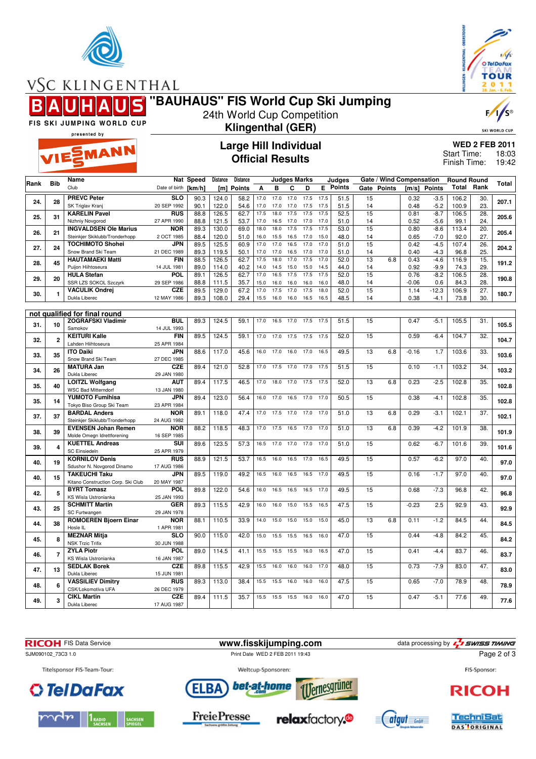# "BAUHAUS" FIS World Cup Ski Jumping

24th World Cup Competition

**Klingenthal (GER)**

## Large Hill Individual
## Official Results

**WED 2 FEB 2011**
Start Time: 18:03
Finish Time: 19:42

| Rank | Bib | Name / Club | Nat / Date of birth | Speed [km/h] | Distance [m] | Distance Points | A | B | C | D | E | Judges Points | Gate | Gate Points | Wind [m/s] | Wind Points | Round Total | Round Rank | Total |
|---|---|---|---|---|---|---|---|---|---|---|---|---|---|---|---|---|---|---|---|
| 24. | 28 | PREVC Peter / SK Triglav Kranj | SLO / 20 SEP 1992 | 90.3 | 124.0 | 58.2 | 17.0 | 17.0 | 17.0 | 17.5 | 17.5 | 51.5 | 15 | | 0.32 | -3.5 | 106.2 | 30. | 207.1 |
| | | | | 90.1 | 122.0 | 54.6 | 17.0 | 17.0 | 17.0 | 17.5 | 17.5 | 51.5 | 14 | | 0.48 | -5.2 | 100.9 | 23. | |
| 25. | 31 | KARELIN Pavel / Nizhniy Novgorod | RUS / 27 APR 1990 | 88.8 | 126.5 | 62.7 | 17.5 | 18.0 | 17.5 | 17.5 | 17.5 | 52.5 | 15 | | 0.81 | -8.7 | 106.5 | 28. | 205.6 |
| | | | | 88.8 | 121.5 | 53.7 | 17.0 | 16.5 | 17.0 | 17.0 | 17.0 | 51.0 | 14 | | 0.52 | -5.6 | 99.1 | 24. | |
| 26. | 21 | INGVALDSEN Ole Marius / Steinkjer Skiklubb/Tronderhopp | NOR / 2 OCT 1985 | 89.3 | 130.0 | 69.0 | 18.0 | 18.0 | 17.5 | 17.5 | 17.5 | 53.0 | 15 | | 0.80 | -8.6 | 113.4 | 20. | 205.4 |
| | | | | 88.4 | 120.0 | 51.0 | 16.0 | 15.5 | 16.5 | 17.0 | 15.0 | 48.0 | 14 | | 0.65 | -7.0 | 92.0 | 27. | |
| 27. | 24 | TOCHIMOTO Shohei / Snow Brand Ski Team | JPN / 21 DEC 1989 | 89.5 | 125.5 | 60.9 | 17.0 | 17.0 | 16.5 | 17.0 | 17.0 | 51.0 | 15 | | 0.42 | -4.5 | 107.4 | 26. | 204.2 |
| | | | | 89.3 | 119.5 | 50.1 | 17.0 | 17.0 | 16.5 | 17.0 | 17.0 | 51.0 | 14 | | 0.40 | -4.3 | 96.8 | 25. | |
| 28. | 45 | HAUTAMAEKI Matti / Puijon Hiihtoseura | FIN / 14 JUL 1981 | 88.5 | 126.5 | 62.7 | 17.5 | 18.0 | 17.0 | 17.5 | 17.0 | 52.0 | 13 | 6.8 | 0.43 | -4.6 | 116.9 | 15. | 191.2 |
| | | | | 89.0 | 114.0 | 40.2 | 14.0 | 14.5 | 15.0 | 15.0 | 14.5 | 44.0 | 14 | | 0.92 | -9.9 | 74.3 | 29. | |
| 29. | 20 | HULA Stefan / SSR LZS SOKOL Szczyrk | POL / 29 SEP 1986 | 89.1 | 126.5 | 62.7 | 17.0 | 16.5 | 17.5 | 17.5 | 17.5 | 52.0 | 15 | | 0.76 | -8.2 | 106.5 | 28. | 190.8 |
| | | | | 88.8 | 111.5 | 35.7 | 15.0 | 16.0 | 16.0 | 16.0 | 16.0 | 48.0 | 14 | | -0.06 | 0.6 | 84.3 | 28. | |
| 30. | 1 | VACULIK Ondrej / Dukla Liberec | CZE / 12 MAY 1986 | 89.5 | 129.0 | 67.2 | 17.0 | 17.5 | 17.0 | 17.5 | 18.0 | 52.0 | 15 | | 1.14 | -12.3 | 106.9 | 27. | 180.7 |
| | | | | 89.3 | 108.0 | 29.4 | 15.5 | 16.0 | 16.0 | 16.5 | 16.5 | 48.5 | 14 | | 0.38 | -4.1 | 73.8 | 30. | |

**not qualified for final round**

| Rank | Bib | Name / Club | Nat / Date of birth | Speed [km/h] | Distance [m] | Distance Points | A | B | C | D | E | Judges Points | Gate | Gate Points | Wind [m/s] | Wind Points | Round Total | Round Rank | Total |
|---|---|---|---|---|---|---|---|---|---|---|---|---|---|---|---|---|---|---|---|
| 31. | 10 | ZOGRAFSKI Vladimir / Samokov | BUL / 14 JUL 1993 | 89.3 | 124.5 | 59.1 | 17.0 | 16.5 | 17.0 | 17.5 | 17.5 | 51.5 | 15 | | 0.47 | -5.1 | 105.5 | 31. | 105.5 |
| 32. | 2 | KEITURI Kalle / Lahden Hiihtoseura | FIN / 25 APR 1984 | 89.5 | 124.5 | 59.1 | 17.0 | 17.0 | 17.5 | 17.5 | 17.5 | 52.0 | 15 | | 0.59 | -6.4 | 104.7 | 32. | 104.7 |
| 33. | 35 | ITO Daiki / Snow Brand Ski Team | JPN / 27 DEC 1985 | 88.6 | 117.0 | 45.6 | 16.0 | 17.0 | 16.0 | 17.0 | 16.5 | 49.5 | 13 | 6.8 | -0.16 | 1.7 | 103.6 | 33. | 103.6 |
| 34. | 26 | MATURA Jan / Dukla Liberec | CZE / 29 JAN 1980 | 89.4 | 121.0 | 52.8 | 17.0 | 17.5 | 17.0 | 17.0 | 17.5 | 51.5 | 15 | | 0.10 | -1.1 | 103.2 | 34. | 103.2 |
| 35. | 40 | LOITZL Wolfgang / WSC Bad Mitterndorf | AUT / 13 JAN 1980 | 89.4 | 117.5 | 46.5 | 17.0 | 18.0 | 17.0 | 17.5 | 17.5 | 52.0 | 13 | 6.8 | 0.23 | -2.5 | 102.8 | 35. | 102.8 |
| 35. | 14 | YUMOTO Fumihisa / Tokyo Biso Group Ski Team | JPN / 23 APR 1984 | 89.4 | 123.0 | 56.4 | 16.0 | 17.0 | 16.5 | 17.0 | 17.0 | 50.5 | 15 | | 0.38 | -4.1 | 102.8 | 35. | 102.8 |
| 37. | 37 | BARDAL Anders / Steinkjer Skiklubb/Tronderhopp | NOR / 24 AUG 1982 | 89.1 | 118.0 | 47.4 | 17.0 | 17.5 | 17.0 | 17.0 | 17.0 | 51.0 | 13 | 6.8 | 0.29 | -3.1 | 102.1 | 37. | 102.1 |
| 38. | 39 | EVENSEN Johan Remen / Molde Omegn Idrettforening | NOR / 16 SEP 1985 | 88.2 | 118.5 | 48.3 | 17.0 | 17.5 | 16.5 | 17.0 | 17.0 | 51.0 | 13 | 6.8 | 0.39 | -4.2 | 101.9 | 38. | 101.9 |
| 39. | 4 | KUETTEL Andreas / SC Einsiedeln | SUI / 25 APR 1979 | 89.6 | 123.5 | 57.3 | 16.5 | 17.0 | 17.0 | 17.0 | 17.0 | 51.0 | 15 | | 0.62 | -6.7 | 101.6 | 39. | 101.6 |
| 40. | 19 | KORNILOV Denis / Sdushor N. Novgorod Dinamo | RUS / 17 AUG 1986 | 88.9 | 121.5 | 53.7 | 16.5 | 16.0 | 16.5 | 17.0 | 16.5 | 49.5 | 15 | | 0.57 | -6.2 | 97.0 | 40. | 97.0 |
| 40. | 15 | TAKEUCHI Taku / Kitano Construction Corp. Ski Club | JPN / 20 MAY 1987 | 89.5 | 119.0 | 49.2 | 16.5 | 16.0 | 16.5 | 16.5 | 17.0 | 49.5 | 15 | | 0.16 | -1.7 | 97.0 | 40. | 97.0 |
| 42. | 5 | BYRT Tomasz / KS Wisla Ustronianka | POL / 25 JAN 1993 | 89.8 | 122.0 | 54.6 | 16.0 | 16.5 | 16.5 | 16.5 | 17.0 | 49.5 | 15 | | 0.68 | -7.3 | 96.8 | 42. | 96.8 |
| 43. | 25 | SCHMITT Martin / SC Furtwangen | GER / 29 JAN 1978 | 89.3 | 115.5 | 42.9 | 16.0 | 16.0 | 15.0 | 15.5 | 16.5 | 47.5 | 15 | | -0.23 | 2.5 | 92.9 | 43. | 92.9 |
| 44. | 38 | ROMOEREN Bjoern Einar / Hosle IL | NOR / 1 APR 1981 | 88.1 | 110.5 | 33.9 | 14.0 | 15.0 | 15.0 | 15.0 | 15.0 | 45.0 | 13 | 6.8 | 0.11 | -1.2 | 84.5 | 44. | 84.5 |
| 45. | 8 | MEZNAR Mitja / NSK Trzic Trifix | SLO / 30 JUN 1988 | 90.0 | 115.0 | 42.0 | 15.0 | 15.5 | 15.5 | 16.5 | 16.0 | 47.0 | 15 | | 0.44 | -4.8 | 84.2 | 45. | 84.2 |
| 46. | 7 | ZYLA Piotr / KS Wisla Ustronianka | POL / 16 JAN 1987 | 89.0 | 114.5 | 41.1 | 15.5 | 15.5 | 15.5 | 16.0 | 16.5 | 47.0 | 15 | | 0.41 | -4.4 | 83.7 | 46. | 83.7 |
| 47. | 13 | SEDLAK Borek / Dukla Liberec | CZE / 15 JUN 1981 | 89.8 | 115.5 | 42.9 | 15.5 | 16.0 | 16.0 | 16.0 | 17.0 | 48.0 | 15 | | 0.73 | -7.9 | 83.0 | 47. | 83.0 |
| 48. | 6 | VASSILIEV Dimitry / CSK/Lokomotiva UFA | RUS / 26 DEC 1979 | 89.3 | 113.0 | 38.4 | 15.5 | 15.5 | 16.0 | 16.0 | 16.0 | 47.5 | 15 | | 0.65 | -7.0 | 78.9 | 48. | 78.9 |
| 49. | 3 | CIKL Martin / Dukla Liberec | CZE / 17 AUG 1987 | 89.4 | 111.5 | 35.7 | 15.5 | 15.5 | 15.5 | 16.0 | 16.0 | 47.0 | 15 | | 0.47 | -5.1 | 77.6 | 49. | 77.6 |

RICOH FIS Data Service — www.fisskijumping.com — data processing by SWISS TIMING

SJM090102_73C3 1.0 — Print Date WED 2 FEB 2011 19:43

Titelsponsor FIS-Team-Tour: TelDaFax — Weltcup-Sponsoren: ELBA, bet-at-home, Wernesgrüner, Freie Presse, relaxfactory, aFgut, mdr, Radio Sachsen, Sachsen Spiegel — FIS-Sponsor: RICOH, TechniSat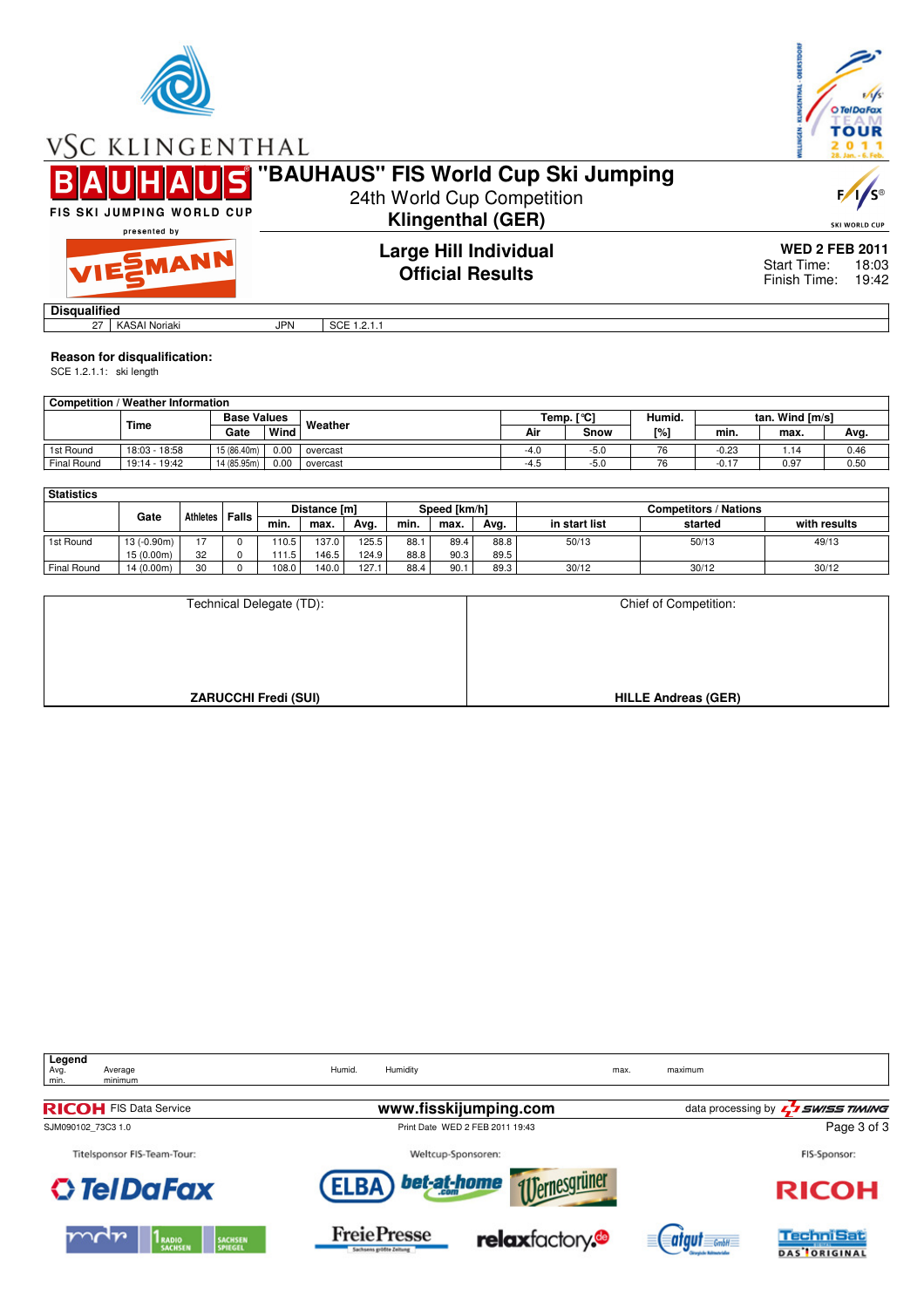# "BAUHAUS" FIS World Cup Ski Jumping

24th World Cup Competition

**Klingenthal (GER)**

## Large Hill Individual
## Official Results

**WED 2 FEB 2011**
Start Time: 18:03
Finish Time: 19:42

**Disqualified**

| | | | |
|---|---|---|---|
| 27 | KASAI Noriaki | JPN | SCE 1.2.1.1 |

**Reason for disqualification:**

SCE 1.2.1.1: ski length

**Competition / Weather Information**

| | Time | Base Values | | Weather | Temp. [°C] | | Humid. | tan. Wind [m/s] | | |
|---|---|---|---|---|---|---|---|---|---|---|
| | | Gate | Wind | | Air | Snow | [%] | min. | max. | Avg. |
| 1st Round | 18:03 - 18:58 | 15 (86.40m) | 0.00 | overcast | -4.0 | -5.0 | 76 | -0.23 | 1.14 | 0.46 |
| Final Round | 19:14 - 19:42 | 14 (85.95m) | 0.00 | overcast | -4.5 | -5.0 | 76 | -0.17 | 0.97 | 0.50 |

**Statistics**

| | Gate | Athletes | Falls | Distance [m] | | | Speed [km/h] | | | Competitors / Nations | | |
|---|---|---|---|---|---|---|---|---|---|---|---|---|
| | | | | min. | max. | Avg. | min. | max. | Avg. | in start list | started | with results |
| 1st Round | 13 (-0.90m) | 17 | 0 | 110.5 | 137.0 | 125.5 | 88.1 | 89.4 | 88.8 | 50/13 | 50/13 | 49/13 |
| | 15 (0.00m) | 32 | 0 | 111.5 | 146.5 | 124.9 | 88.8 | 90.3 | 89.5 | | | |
| Final Round | 14 (0.00m) | 30 | 0 | 108.0 | 140.0 | 127.1 | 88.4 | 90.1 | 89.3 | 30/12 | 30/12 | 30/12 |

| Technical Delegate (TD): | Chief of Competition: |
|---|---|
| **ZARUCCHI Fredi (SUI)** | **HILLE Andreas (GER)** |

**Legend**

| | | | | | |
|---|---|---|---|---|---|
| Avg. | Average | Humid. | Humidity | max. | maximum |
| min. | minimum | | | | |

RICOH FIS Data Service www.fisskijumping.com data processing by SWISS TIMING

SJM090102_73C3 1.0 Print Date WED 2 FEB 2011 19:43

Titelsponsor FIS-Team-Tour: TelDaFax
Weltcup-Sponsoren: ELBA, bet-at-home.com, Wernesgrüner, Freie Presse, relaxfactory.de, atgut GmbH
FIS-Sponsor: RICOH
mdr, 1 Radio Sachsen, Sachsen Spiegel, TechniSat Das Original